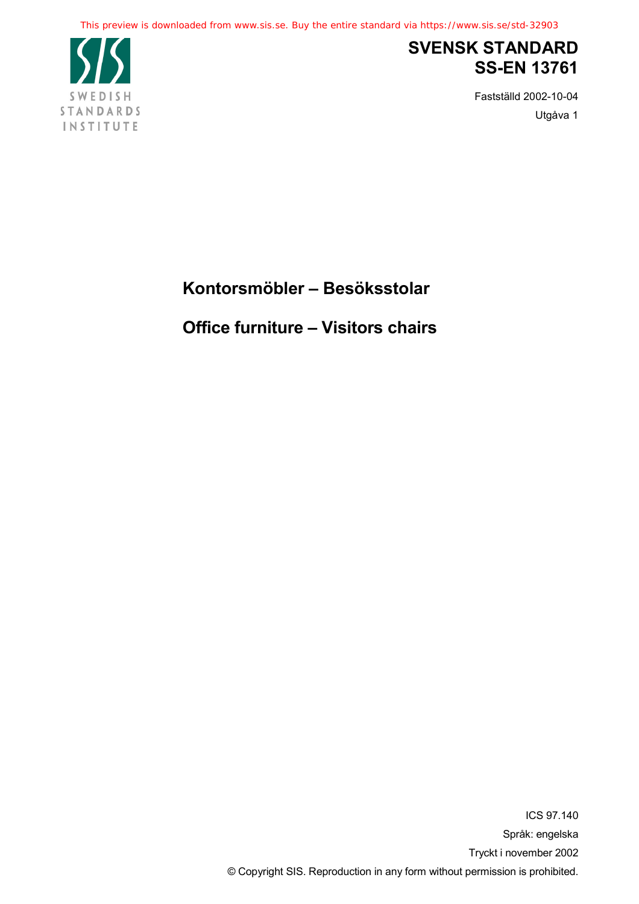This preview is downloaded from www.sis.se. Buy the entire standard via https://www.sis.se/std-32903

SWEDISH STANDARDS INSTITUTE

# SVENSK STANDARD
# SS-EN 13761

Fastställd 2002-10-04

Utgåva 1

## Kontorsmöbler – Besöksstolar

## Office furniture – Visitors chairs

ICS 97.140

Språk: engelska

Tryckt i november 2002

© Copyright SIS. Reproduction in any form without permission is prohibited.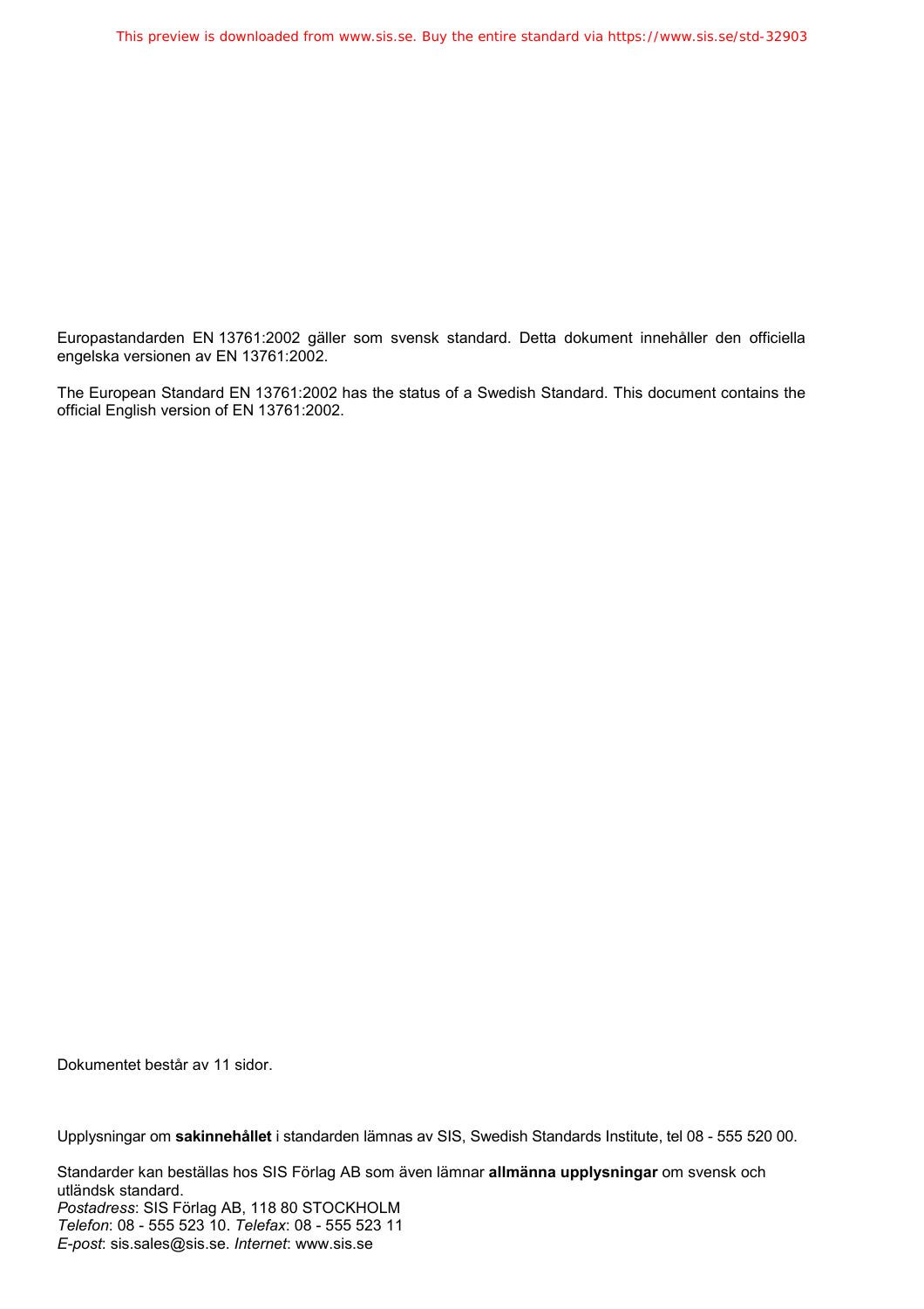Europastandarden EN 13761:2002 gäller som svensk standard. Detta dokument innehåller den officiella engelska versionen av EN 13761:2002.

The European Standard EN 13761:2002 has the status of a Swedish Standard. This document contains the official English version of EN 13761:2002.

Dokumentet består av 11 sidor.

Upplysningar om **sakinnehållet** i standarden lämnas av SIS, Swedish Standards Institute, tel 08 - 555 520 00.

Standarder kan beställas hos SIS Förlag AB som även lämnar **allmänna upplysningar** om svensk och utländsk standard.  
*Postadress*: SIS Förlag AB, 118 80 STOCKHOLM  
*Telefon*: 08 - 555 523 10. *Telefax*: 08 - 555 523 11  
*E-post*: sis.sales@sis.se. *Internet*: www.sis.se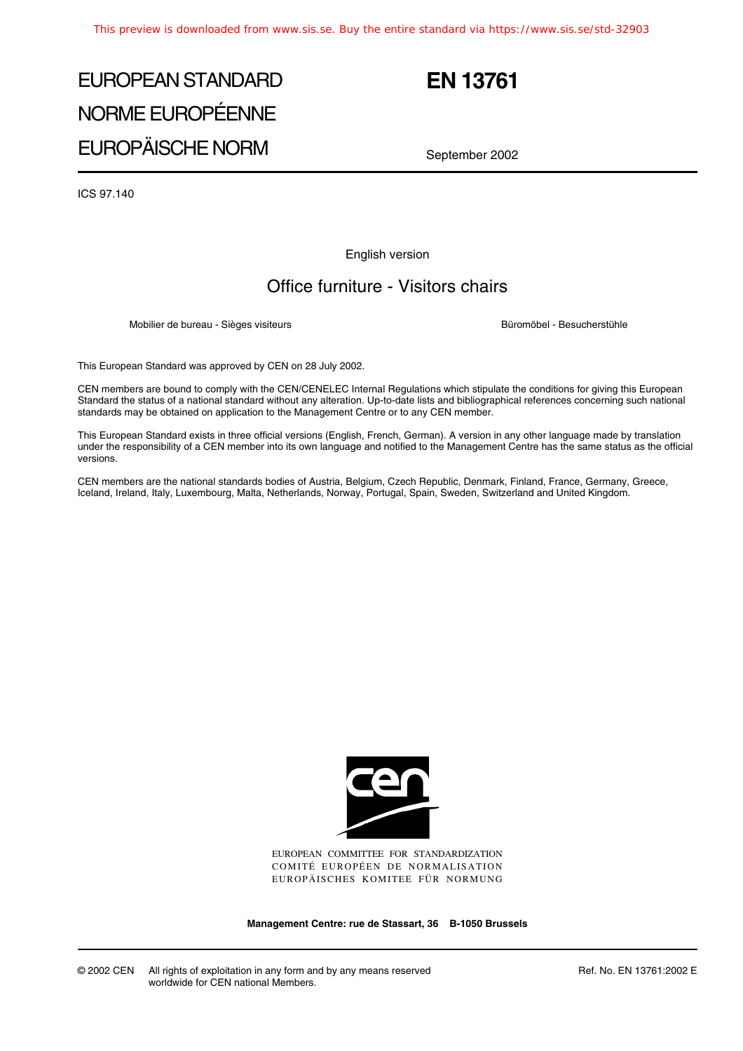EUROPEAN STANDARD

NORME EUROPÉENNE

EUROPÄISCHE NORM

# EN 13761

September 2002

ICS 97.140

English version

## Office furniture - Visitors chairs

Mobilier de bureau - Sièges visiteurs

Büromöbel - Besucherstühle

This European Standard was approved by CEN on 28 July 2002.

CEN members are bound to comply with the CEN/CENELEC Internal Regulations which stipulate the conditions for giving this European Standard the status of a national standard without any alteration. Up-to-date lists and bibliographical references concerning such national standards may be obtained on application to the Management Centre or to any CEN member.

This European Standard exists in three official versions (English, French, German). A version in any other language made by translation under the responsibility of a CEN member into its own language and notified to the Management Centre has the same status as the official versions.

CEN members are the national standards bodies of Austria, Belgium, Czech Republic, Denmark, Finland, France, Germany, Greece, Iceland, Ireland, Italy, Luxembourg, Malta, Netherlands, Norway, Portugal, Spain, Sweden, Switzerland and United Kingdom.

EUROPEAN COMMITTEE FOR STANDARDIZATION

COMITÉ EUROPÉEN DE NORMALISATION

EUROPÄISCHES KOMITEE FÜR NORMUNG

**Management Centre: rue de Stassart, 36 B-1050 Brussels**

© 2002 CEN All rights of exploitation in any form and by any means reserved worldwide for CEN national Members.

Ref. No. EN 13761:2002 E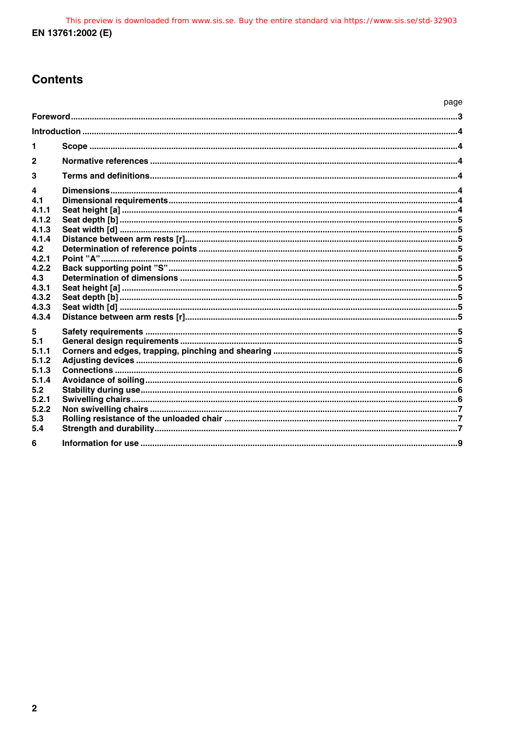# Contents

| | | page |
|---|---|---|
| **Foreword** | | **3** |
| **Introduction** | | **4** |
| **1** | **Scope** | **4** |
| **2** | **Normative references** | **4** |
| **3** | **Terms and definitions** | **4** |
| **4** | **Dimensions** | **4** |
| **4.1** | **Dimensional requirements** | **4** |
| **4.1.1** | **Seat height [a]** | **4** |
| **4.1.2** | **Seat depth [b]** | **5** |
| **4.1.3** | **Seat width [d]** | **5** |
| **4.1.4** | **Distance between arm rests [r]** | **5** |
| **4.2** | **Determination of reference points** | **5** |
| **4.2.1** | **Point "A"** | **5** |
| **4.2.2** | **Back supporting point "S"** | **5** |
| **4.3** | **Determination of dimensions** | **5** |
| **4.3.1** | **Seat height [a]** | **5** |
| **4.3.2** | **Seat depth [b]** | **5** |
| **4.3.3** | **Seat width [d]** | **5** |
| **4.3.4** | **Distance between arm rests [r]** | **5** |
| **5** | **Safety requirements** | **5** |
| **5.1** | **General design requirements** | **5** |
| **5.1.1** | **Corners and edges, trapping, pinching and shearing** | **5** |
| **5.1.2** | **Adjusting devices** | **6** |
| **5.1.3** | **Connections** | **6** |
| **5.1.4** | **Avoidance of soiling** | **6** |
| **5.2** | **Stability during use** | **6** |
| **5.2.1** | **Swivelling chairs** | **6** |
| **5.2.2** | **Non swivelling chairs** | **7** |
| **5.3** | **Rolling resistance of the unloaded chair** | **7** |
| **5.4** | **Strength and durability** | **7** |
| **6** | **Information for use** | **9** |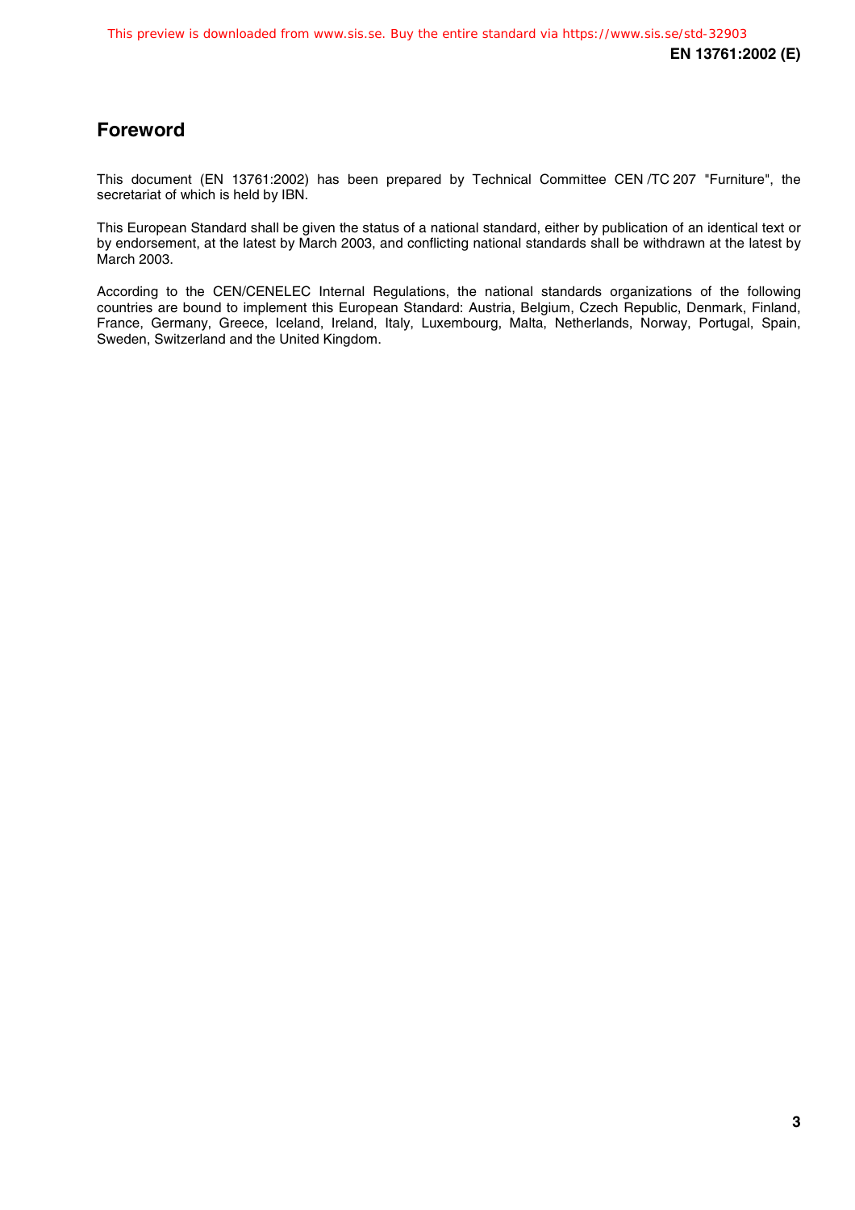## Foreword

This document (EN 13761:2002) has been prepared by Technical Committee CEN /TC 207 "Furniture", the secretariat of which is held by IBN.

This European Standard shall be given the status of a national standard, either by publication of an identical text or by endorsement, at the latest by March 2003, and conflicting national standards shall be withdrawn at the latest by March 2003.

According to the CEN/CENELEC Internal Regulations, the national standards organizations of the following countries are bound to implement this European Standard: Austria, Belgium, Czech Republic, Denmark, Finland, France, Germany, Greece, Iceland, Ireland, Italy, Luxembourg, Malta, Netherlands, Norway, Portugal, Spain, Sweden, Switzerland and the United Kingdom.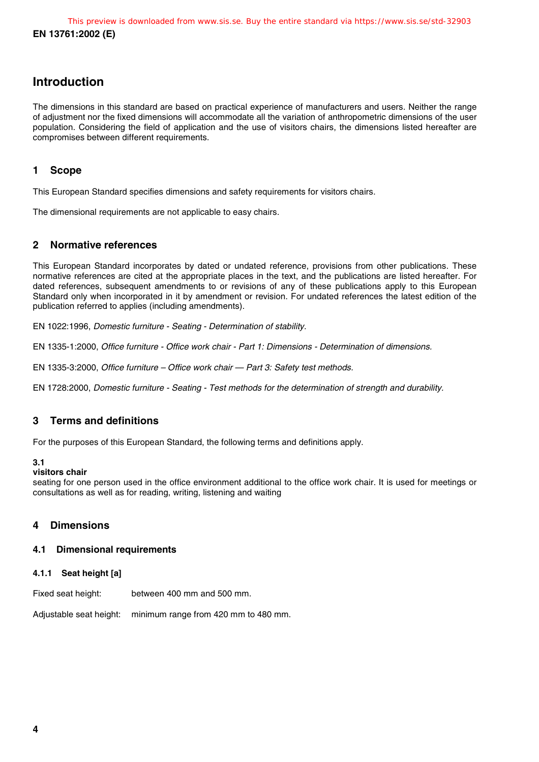## Introduction

The dimensions in this standard are based on practical experience of manufacturers and users. Neither the range of adjustment nor the fixed dimensions will accommodate all the variation of anthropometric dimensions of the user population. Considering the field of application and the use of visitors chairs, the dimensions listed hereafter are compromises between different requirements.

## 1 Scope

This European Standard specifies dimensions and safety requirements for visitors chairs.

The dimensional requirements are not applicable to easy chairs.

## 2 Normative references

This European Standard incorporates by dated or undated reference, provisions from other publications. These normative references are cited at the appropriate places in the text, and the publications are listed hereafter. For dated references, subsequent amendments to or revisions of any of these publications apply to this European Standard only when incorporated in it by amendment or revision. For undated references the latest edition of the publication referred to applies (including amendments).

EN 1022:1996, *Domestic furniture - Seating - Determination of stability.*

EN 1335-1:2000, *Office furniture - Office work chair - Part 1: Dimensions - Determination of dimensions.*

EN 1335-3:2000, *Office furniture – Office work chair — Part 3: Safety test methods.*

EN 1728:2000, *Domestic furniture - Seating - Test methods for the determination of strength and durability.*

## 3 Terms and definitions

For the purposes of this European Standard, the following terms and definitions apply.

**3.1**
**visitors chair**
seating for one person used in the office environment additional to the office work chair. It is used for meetings or consultations as well as for reading, writing, listening and waiting

## 4 Dimensions

### 4.1 Dimensional requirements

#### 4.1.1 Seat height [a]

Fixed seat height: between 400 mm and 500 mm.

Adjustable seat height: minimum range from 420 mm to 480 mm.